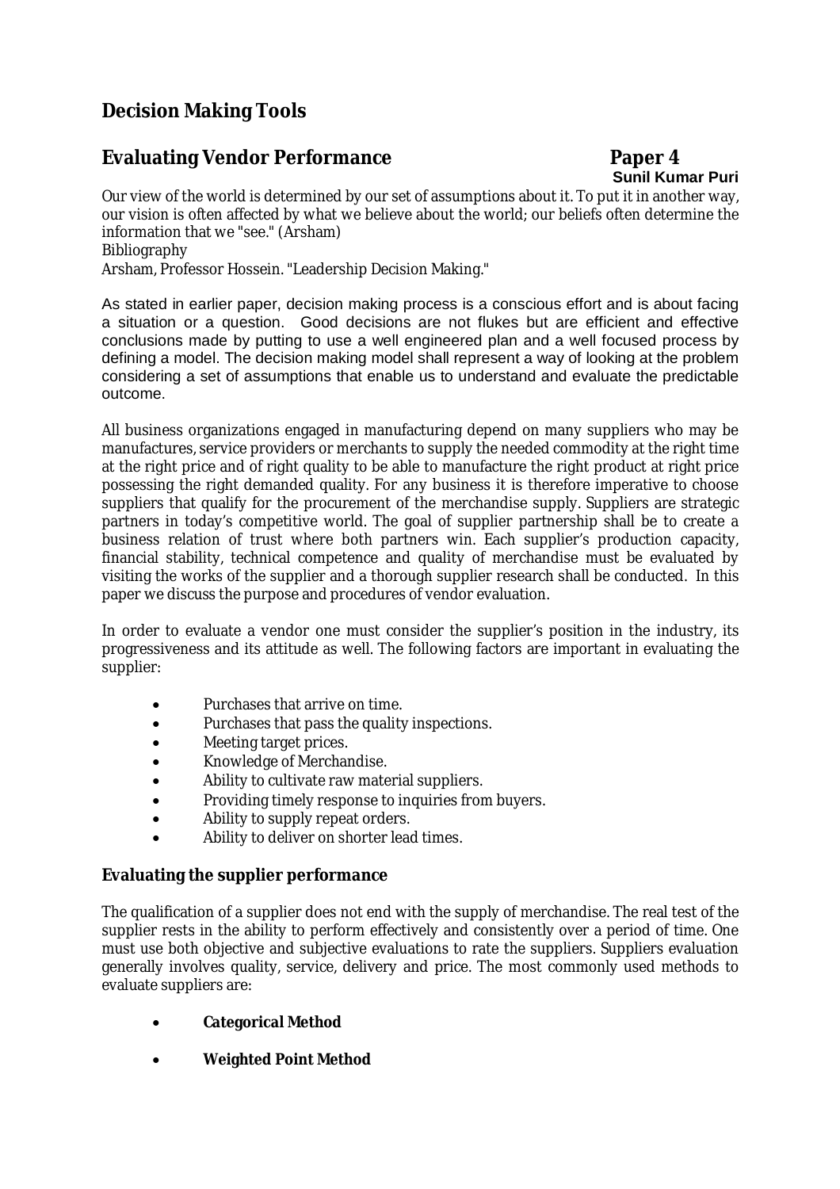# Decision Making Tools

## Evaluating Vendor Performance

**Paper 4**

**Sunil Kumar Puri**

Our view of the world is determined by our set of assumptions about it. To put it in another way, our vision is often affected by what we believe about the world; our beliefs often determine the information that we "see." (Arsham)

Bibliography

Arsham, Professor Hossein. "Leadership Decision Making."

As stated in earlier paper, decision making process is a conscious effort and is about facing a situation or a question. Good decisions are not flukes but are efficient and effective conclusions made by putting to use a well engineered plan and a well focused process by defining a model. The decision making model shall represent a way of looking at the problem considering a set of assumptions that enable us to understand and evaluate the predictable outcome.

All business organizations engaged in manufacturing depend on many suppliers who may be manufactures, service providers or merchants to supply the needed commodity at the right time at the right price and of right quality to be able to manufacture the right product at right price possessing the right demanded quality. For any business it is therefore imperative to choose suppliers that qualify for the procurement of the merchandise supply. Suppliers are strategic partners in today's competitive world. The goal of supplier partnership shall be to create a business relation of trust where both partners win. Each supplier's production capacity, financial stability, technical competence and quality of merchandise must be evaluated by visiting the works of the supplier and a thorough supplier research shall be conducted. In this paper we discuss the purpose and procedures of vendor evaluation.

In order to evaluate a vendor one must consider the supplier's position in the industry, its progressiveness and its attitude as well. The following factors are important in evaluating the supplier:

- Purchases that arrive on time.
- Purchases that pass the quality inspections.
- Meeting target prices.
- Knowledge of Merchandise.
- Ability to cultivate raw material suppliers.
- Providing timely response to inquiries from buyers.
- Ability to supply repeat orders.
- Ability to deliver on shorter lead times.

### Evaluating the supplier performance

The qualification of a supplier does not end with the supply of merchandise. The real test of the supplier rests in the ability to perform effectively and consistently over a period of time. One must use both objective and subjective evaluations to rate the suppliers. Suppliers evaluation generally involves quality, service, delivery and price. The most commonly used methods to evaluate suppliers are:

- **Categorical Method**
- **Weighted Point Method**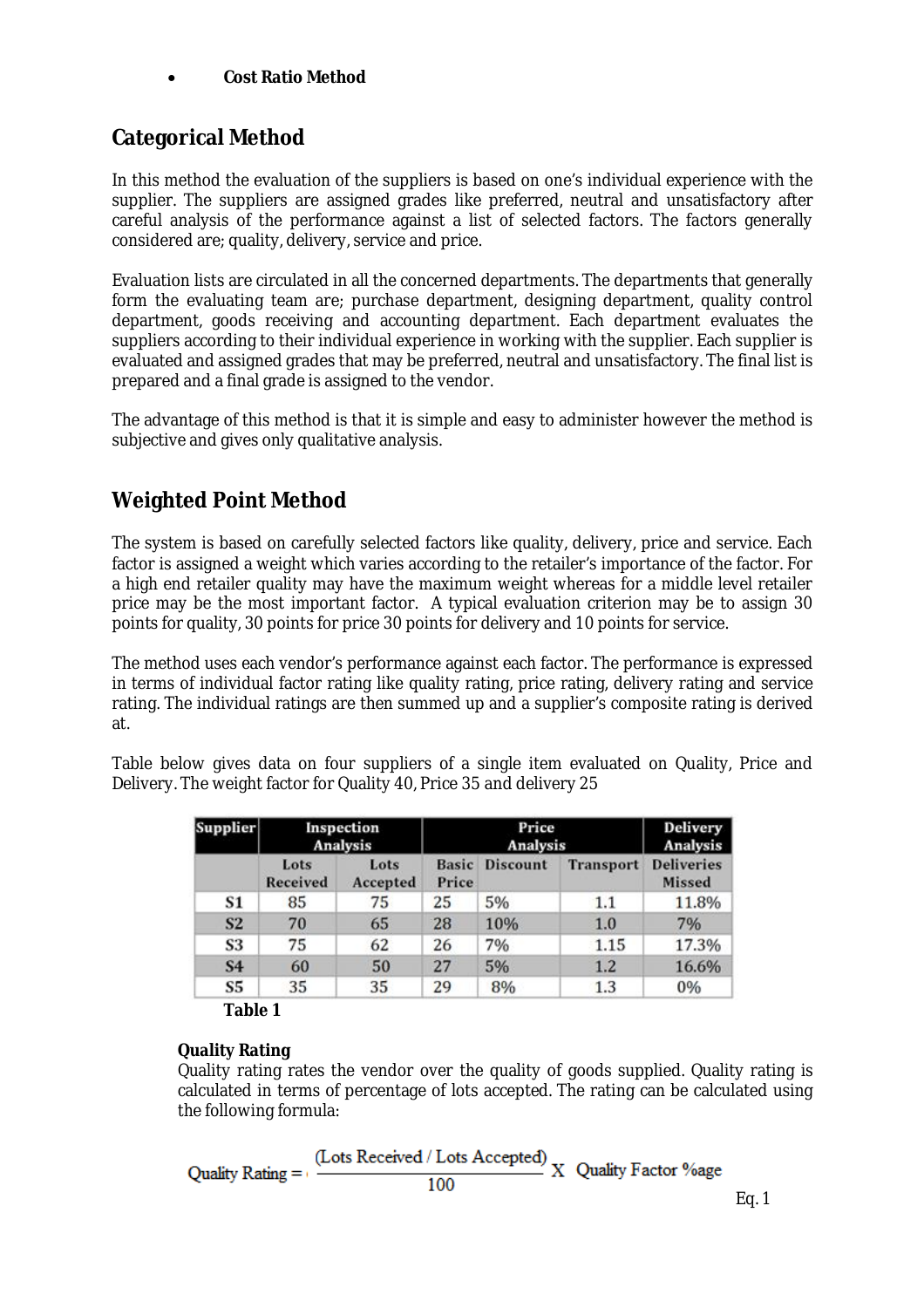- **Cost Ratio Method**

## Categorical Method

In this method the evaluation of the suppliers is based on one's individual experience with the supplier. The suppliers are assigned grades like preferred, neutral and unsatisfactory after careful analysis of the performance against a list of selected factors. The factors generally considered are; quality, delivery, service and price.

Evaluation lists are circulated in all the concerned departments. The departments that generally form the evaluating team are; purchase department, designing department, quality control department, goods receiving and accounting department. Each department evaluates the suppliers according to their individual experience in working with the supplier. Each supplier is evaluated and assigned grades that may be preferred, neutral and unsatisfactory. The final list is prepared and a final grade is assigned to the vendor.

The advantage of this method is that it is simple and easy to administer however the method is subjective and gives only qualitative analysis.

## Weighted Point Method

The system is based on carefully selected factors like quality, delivery, price and service. Each factor is assigned a weight which varies according to the retailer's importance of the factor. For a high end retailer quality may have the maximum weight whereas for a middle level retailer price may be the most important factor. A typical evaluation criterion may be to assign 30 points for quality, 30 points for price 30 points for delivery and 10 points for service.

The method uses each vendor's performance against each factor. The performance is expressed in terms of individual factor rating like quality rating, price rating, delivery rating and service rating. The individual ratings are then summed up and a supplier's composite rating is derived at.

Table below gives data on four suppliers of a single item evaluated on Quality, Price and Delivery. The weight factor for Quality 40, Price 35 and delivery 25

| Supplier | Inspection Analysis | | Price Analysis | | | Delivery Analysis |
|---|---|---|---|---|---|---|
| | Lots Received | Lots Accepted | Basic Price | Discount | Transport | Deliveries Missed |
| S1 | 85 | 75 | 25 | 5% | 1.1 | 11.8% |
| S2 | 70 | 65 | 28 | 10% | 1.0 | 7% |
| S3 | 75 | 62 | 26 | 7% | 1.15 | 17.3% |
| S4 | 60 | 50 | 27 | 5% | 1.2 | 16.6% |
| S5 | 35 | 35 | 29 | 8% | 1.3 | 0% |

**Table 1**

**Quality Rating**

Quality rating rates the vendor over the quality of goods supplied. Quality rating is calculated in terms of percentage of lots accepted. The rating can be calculated using the following formula:

$$\text{Quality Rating} = \frac{(\text{Lots Received / Lots Accepted})}{100} \times \text{Quality Factor \%age}$$

Eq. 1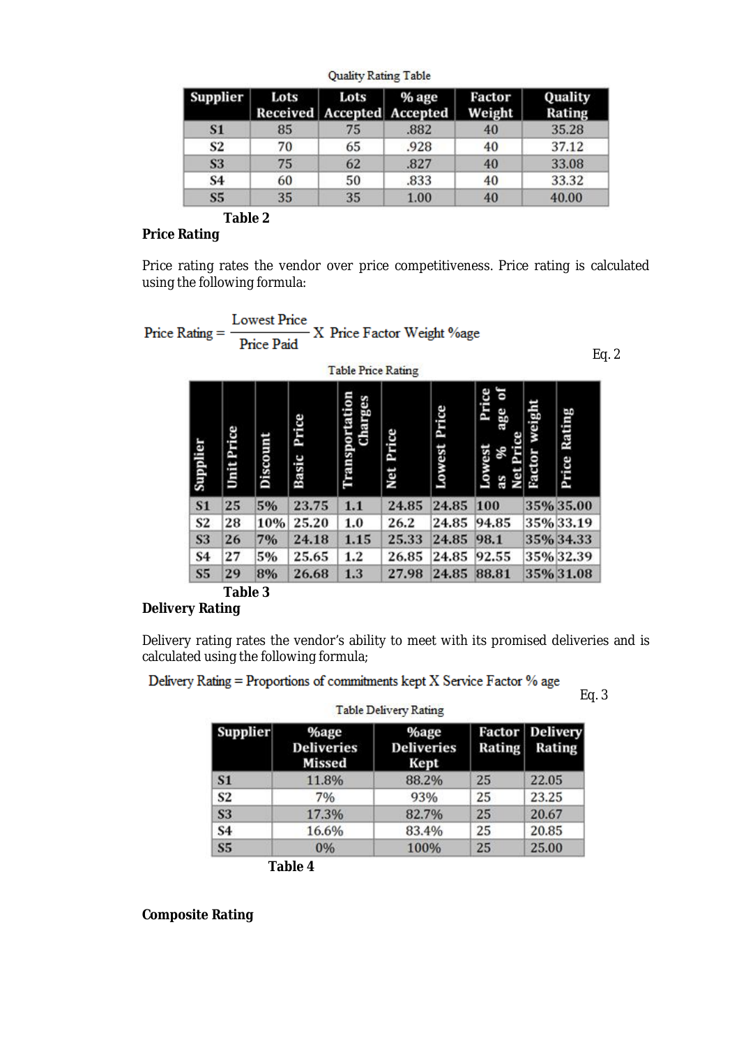Quality Rating Table

| Supplier | Lots Received | Lots Accepted | % age Accepted | Factor Weight | Quality Rating |
|---|---|---|---|---|---|
| S1 | 85 | 75 | .882 | 40 | 35.28 |
| S2 | 70 | 65 | .928 | 40 | 37.12 |
| S3 | 75 | 62 | .827 | 40 | 33.08 |
| S4 | 60 | 50 | .833 | 40 | 33.32 |
| S5 | 35 | 35 | 1.00 | 40 | 40.00 |

**Table 2**

**Price Rating**

Price rating rates the vendor over price competitiveness. Price rating is calculated using the following formula:

$$\text{Price Rating} = \frac{\text{Lowest Price}}{\text{Price Paid}} \text{ X Price Factor Weight \%age} \qquad \text{Eq. 2}$$

Table Price Rating

| Supplier | Unit Price | Discount | Basic Price | Transportation Charges | Net Price | Lowest Price | Lowest Price as % age of Net Price | Factor weight | Price Rating |
|---|---|---|---|---|---|---|---|---|---|
| S1 | 25 | 5% | 23.75 | 1.1 | 24.85 | 24.85 | 100 | 35% | 35.00 |
| S2 | 28 | 10% | 25.20 | 1.0 | 26.2 | 24.85 | 94.85 | 35% | 33.19 |
| S3 | 26 | 7% | 24.18 | 1.15 | 25.33 | 24.85 | 98.1 | 35% | 34.33 |
| S4 | 27 | 5% | 25.65 | 1.2 | 26.85 | 24.85 | 92.55 | 35% | 32.39 |
| S5 | 29 | 8% | 26.68 | 1.3 | 27.98 | 24.85 | 88.81 | 35% | 31.08 |

**Table 3**

**Delivery Rating**

Delivery rating rates the vendor's ability to meet with its promised deliveries and is calculated using the following formula;

$$\text{Delivery Rating} = \text{Proportions of commitments kept X Service Factor \% age} \qquad \text{Eq. 3}$$

Table Delivery Rating

| Supplier | %age Deliveries Missed | %age Deliveries Kept | Factor Rating | Delivery Rating |
|---|---|---|---|---|
| S1 | 11.8% | 88.2% | 25 | 22.05 |
| S2 | 7% | 93% | 25 | 23.25 |
| S3 | 17.3% | 82.7% | 25 | 20.67 |
| S4 | 16.6% | 83.4% | 25 | 20.85 |
| S5 | 0% | 100% | 25 | 25.00 |

**Table 4**

**Composite Rating**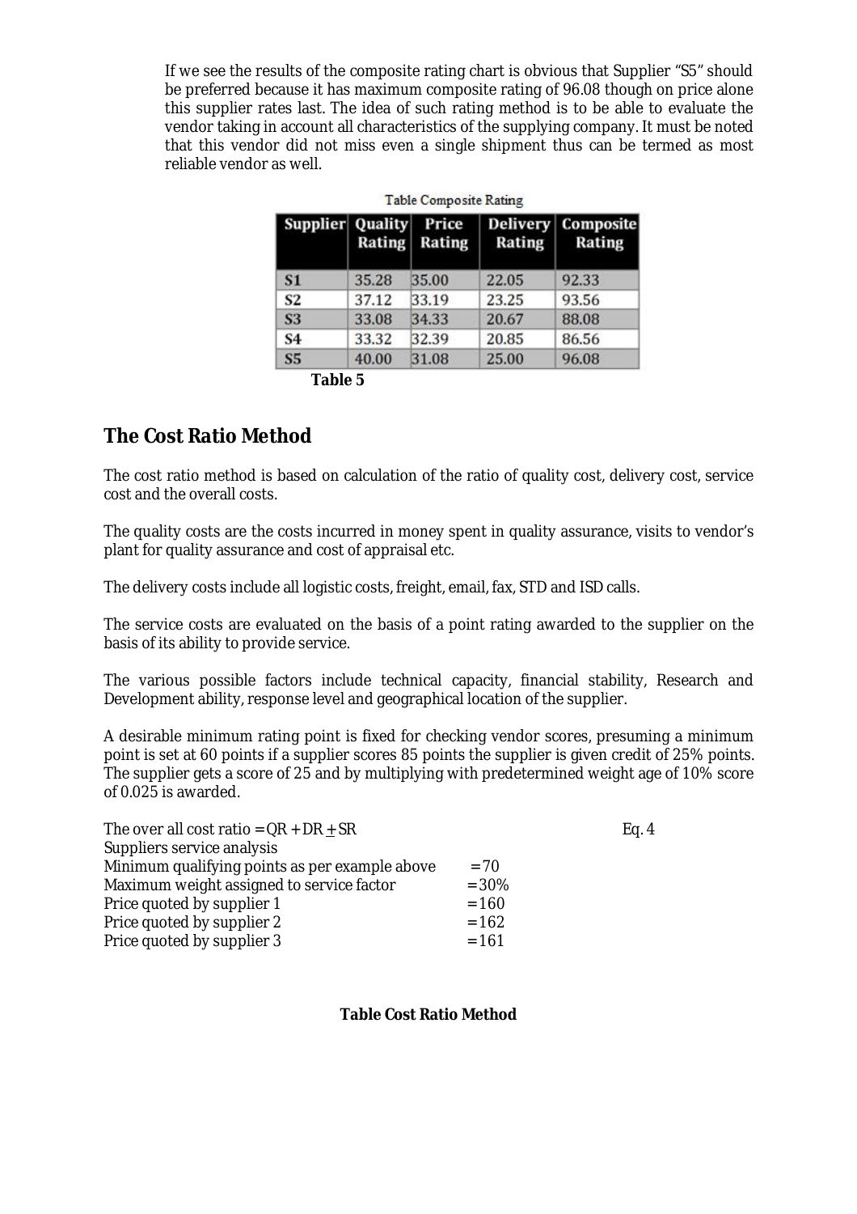If we see the results of the composite rating chart is obvious that Supplier "S5" should be preferred because it has maximum composite rating of 96.08 though on price alone this supplier rates last. The idea of such rating method is to be able to evaluate the vendor taking in account all characteristics of the supplying company. It must be noted that this vendor did not miss even a single shipment thus can be termed as most reliable vendor as well.

Table Composite Rating

| Supplier | Quality Rating | Price Rating | Delivery Rating | Composite Rating |
|---|---|---|---|---|
| S1 | 35.28 | 35.00 | 22.05 | 92.33 |
| S2 | 37.12 | 33.19 | 23.25 | 93.56 |
| S3 | 33.08 | 34.33 | 20.67 | 88.08 |
| S4 | 33.32 | 32.39 | 20.85 | 86.56 |
| S5 | 40.00 | 31.08 | 25.00 | 96.08 |

**Table 5**

## The Cost Ratio Method

The cost ratio method is based on calculation of the ratio of quality cost, delivery cost, service cost and the overall costs.

The quality costs are the costs incurred in money spent in quality assurance, visits to vendor's plant for quality assurance and cost of appraisal etc.

The delivery costs include all logistic costs, freight, email, fax, STD and ISD calls.

The service costs are evaluated on the basis of a point rating awarded to the supplier on the basis of its ability to provide service.

The various possible factors include technical capacity, financial stability, Research and Development ability, response level and geographical location of the supplier.

A desirable minimum rating point is fixed for checking vendor scores, presuming a minimum point is set at 60 points if a supplier scores 85 points the supplier is given credit of 25% points. The supplier gets a score of 25 and by multiplying with predetermined weight age of 10% score of 0.025 is awarded.

The over all cost ratio $= QR + DR \pm SR$ Eq. 4

Suppliers service analysis

Minimum qualifying points as per example above $= 70$

Maximum weight assigned to service factor $= 30\%$

Price quoted by supplier 1 $= 160$

Price quoted by supplier 2 $= 162$

Price quoted by supplier 3 $= 161$

**Table Cost Ratio Method**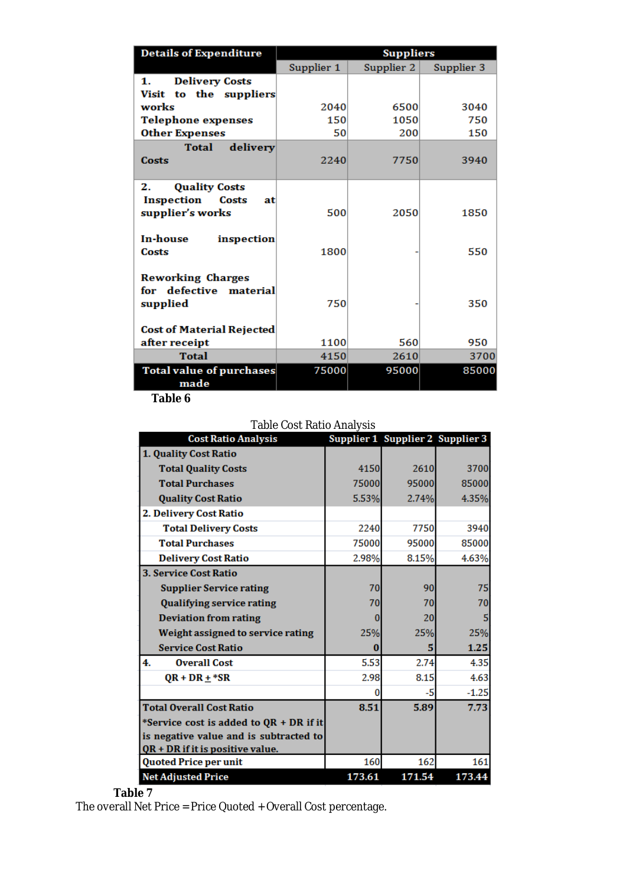| Details of Expenditure | Suppliers | | |
|---|---|---|---|
| | Supplier 1 | Supplier 2 | Supplier 3 |
| **1. Delivery Costs** | | | |
| **Visit to the suppliers works** | 2040 | 6500 | 3040 |
| **Telephone expenses** | 150 | 1050 | 750 |
| **Other Expenses** | 50 | 200 | 150 |
| **Total delivery Costs** | 2240 | 7750 | 3940 |
| **2. Quality Costs** | | | |
| **Inspection Costs at supplier's works** | 500 | 2050 | 1850 |
| **In-house inspection Costs** | 1800 | - | 550 |
| **Reworking Charges for defective material supplied** | 750 | - | 350 |
| **Cost of Material Rejected after receipt** | 1100 | 560 | 950 |
| **Total** | 4150 | 2610 | 3700 |
| **Total value of purchases made** | 75000 | 95000 | 85000 |

**Table 6**

Table Cost Ratio Analysis

| Cost Ratio Analysis | Supplier 1 | Supplier 2 | Supplier 3 |
|---|---|---|---|
| **1. Quality Cost Ratio** | | | |
| **Total Quality Costs** | 4150 | 2610 | 3700 |
| **Total Purchases** | 75000 | 95000 | 85000 |
| **Quality Cost Ratio** | 5.53% | 2.74% | 4.35% |
| **2. Delivery Cost Ratio** | | | |
| **Total Delivery Costs** | 2240 | 7750 | 3940 |
| **Total Purchases** | 75000 | 95000 | 85000 |
| **Delivery Cost Ratio** | 2.98% | 8.15% | 4.63% |
| **3. Service Cost Ratio** | | | |
| **Supplier Service rating** | 70 | 90 | 75 |
| **Qualifying service rating** | 70 | 70 | 70 |
| **Deviation from rating** | 0 | 20 | 5 |
| **Weight assigned to service rating** | 25% | 25% | 25% |
| **Service Cost Ratio** | **0** | **5** | **1.25** |
| **4. Overall Cost** | 5.53 | 2.74 | 4.35 |
| **QR + DR ± *SR** | 2.98 | 8.15 | 4.63 |
| | 0 | -5 | -1.25 |
| **Total Overall Cost Ratio** *Service cost is added to QR + DR if it is negative value and is subtracted to QR + DR if it is positive value. | **8.51** | **5.89** | **7.73** |
| **Quoted Price per unit** | 160 | 162 | 161 |
| **Net Adjusted Price** | **173.61** | **171.54** | **173.44** |

**Table 7**

The overall Net Price = Price Quoted + Overall Cost percentage.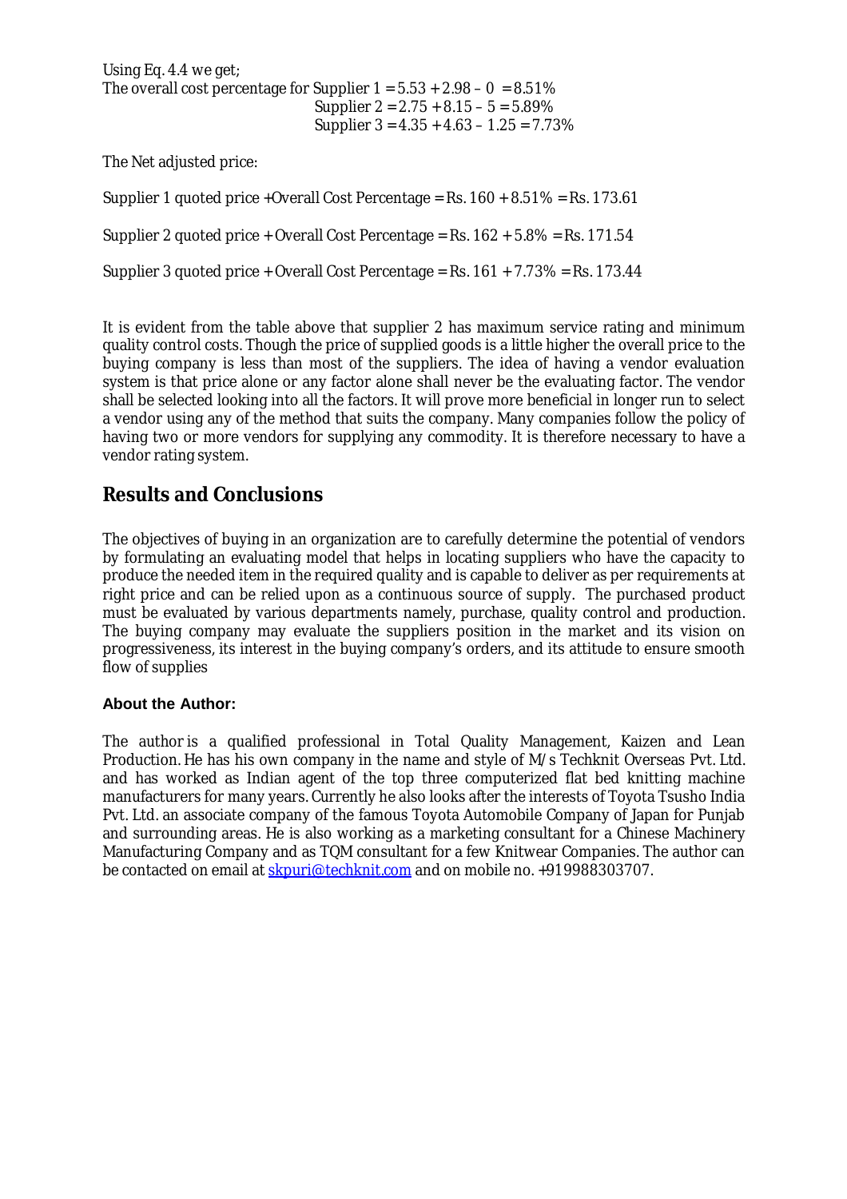Using Eq. 4.4 we get;

The overall cost percentage for Supplier 1 = 5.53 + 2.98 – 0 = 8.51%

Supplier 2 = 2.75 + 8.15 – 5 = 5.89%

Supplier 3 = 4.35 + 4.63 – 1.25 = 7.73%

The Net adjusted price:

Supplier 1 quoted price +Overall Cost Percentage = Rs. 160 + 8.51% = Rs. 173.61

Supplier 2 quoted price + Overall Cost Percentage = Rs. 162 + 5.8% = Rs. 171.54

Supplier 3 quoted price + Overall Cost Percentage = Rs. 161 + 7.73% = Rs. 173.44

It is evident from the table above that supplier 2 has maximum service rating and minimum quality control costs. Though the price of supplied goods is a little higher the overall price to the buying company is less than most of the suppliers. The idea of having a vendor evaluation system is that price alone or any factor alone shall never be the evaluating factor. The vendor shall be selected looking into all the factors. It will prove more beneficial in longer run to select a vendor using any of the method that suits the company. Many companies follow the policy of having two or more vendors for supplying any commodity. It is therefore necessary to have a vendor rating system.

## Results and Conclusions

The objectives of buying in an organization are to carefully determine the potential of vendors by formulating an evaluating model that helps in locating suppliers who have the capacity to produce the needed item in the required quality and is capable to deliver as per requirements at right price and can be relied upon as a continuous source of supply. The purchased product must be evaluated by various departments namely, purchase, quality control and production. The buying company may evaluate the suppliers position in the market and its vision on progressiveness, its interest in the buying company's orders, and its attitude to ensure smooth flow of supplies

**About the Author:**

The author is a qualified professional in Total Quality Management, Kaizen and Lean Production. He has his own company in the name and style of M/s Techknit Overseas Pvt. Ltd. and has worked as Indian agent of the top three computerized flat bed knitting machine manufacturers for many years. Currently he also looks after the interests of Toyota Tsusho India Pvt. Ltd. an associate company of the famous Toyota Automobile Company of Japan for Punjab and surrounding areas. He is also working as a marketing consultant for a Chinese Machinery Manufacturing Company and as TQM consultant for a few Knitwear Companies. The author can be contacted on email at skpuri@techknit.com and on mobile no. +919988303707.